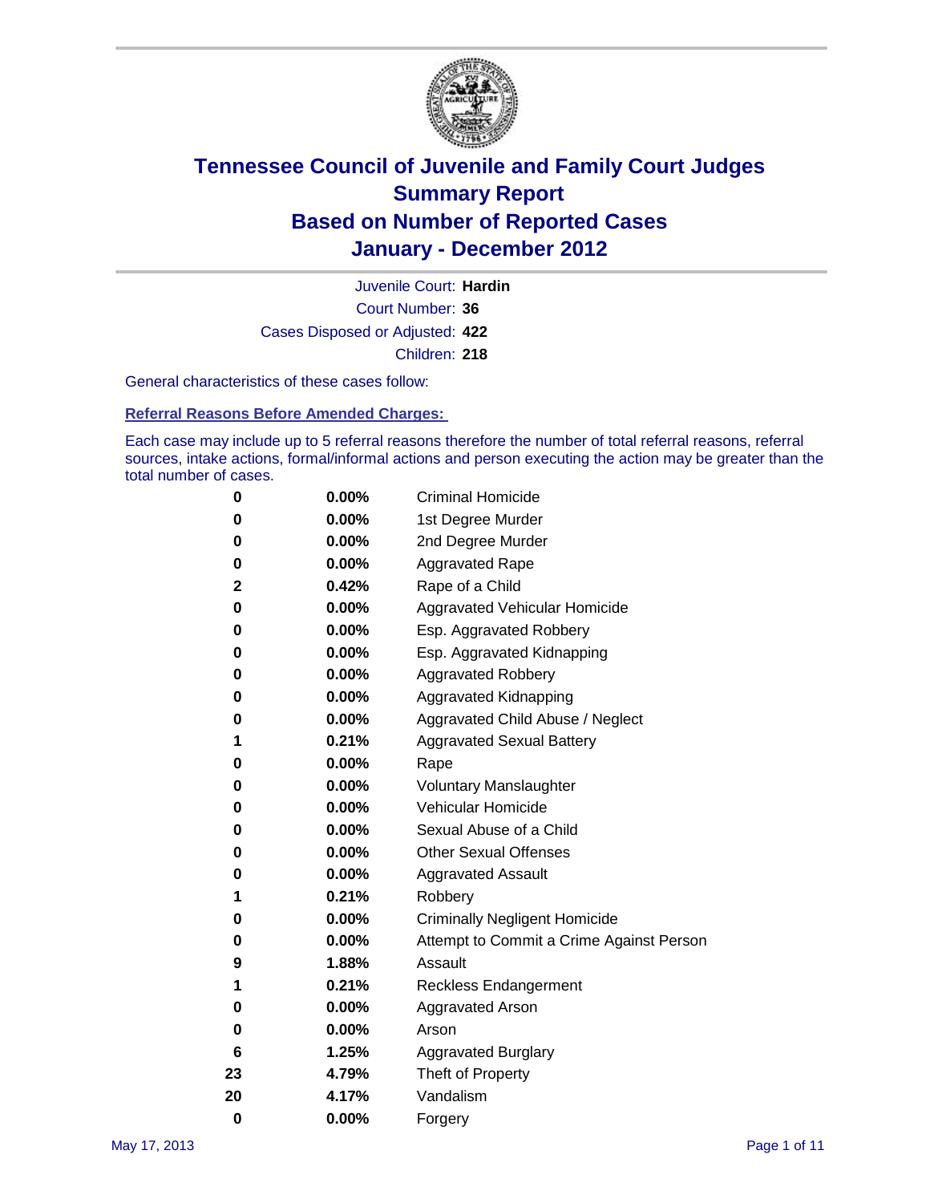# Tennessee Council of Juvenile and Family Court Judges
## Summary Report
## Based on Number of Reported Cases
## January - December 2012

Juvenile Court: **Hardin**
Court Number: **36**
Cases Disposed or Adjusted: **422**
Children: **218**

General characteristics of these cases follow:

### Referral Reasons Before Amended Charges:

Each case may include up to 5 referral reasons therefore the number of total referral reasons, referral sources, intake actions, formal/informal actions and person executing the action may be greater than the total number of cases.

| Count | Percent | Referral Reason |
|---|---|---|
| 0 | 0.00% | Criminal Homicide |
| 0 | 0.00% | 1st Degree Murder |
| 0 | 0.00% | 2nd Degree Murder |
| 0 | 0.00% | Aggravated Rape |
| 2 | 0.42% | Rape of a Child |
| 0 | 0.00% | Aggravated Vehicular Homicide |
| 0 | 0.00% | Esp. Aggravated Robbery |
| 0 | 0.00% | Esp. Aggravated Kidnapping |
| 0 | 0.00% | Aggravated Robbery |
| 0 | 0.00% | Aggravated Kidnapping |
| 0 | 0.00% | Aggravated Child Abuse / Neglect |
| 1 | 0.21% | Aggravated Sexual Battery |
| 0 | 0.00% | Rape |
| 0 | 0.00% | Voluntary Manslaughter |
| 0 | 0.00% | Vehicular Homicide |
| 0 | 0.00% | Sexual Abuse of a Child |
| 0 | 0.00% | Other Sexual Offenses |
| 0 | 0.00% | Aggravated Assault |
| 1 | 0.21% | Robbery |
| 0 | 0.00% | Criminally Negligent Homicide |
| 0 | 0.00% | Attempt to Commit a Crime Against Person |
| 9 | 1.88% | Assault |
| 1 | 0.21% | Reckless Endangerment |
| 0 | 0.00% | Aggravated Arson |
| 0 | 0.00% | Arson |
| 6 | 1.25% | Aggravated Burglary |
| 23 | 4.79% | Theft of Property |
| 20 | 4.17% | Vandalism |
| 0 | 0.00% | Forgery |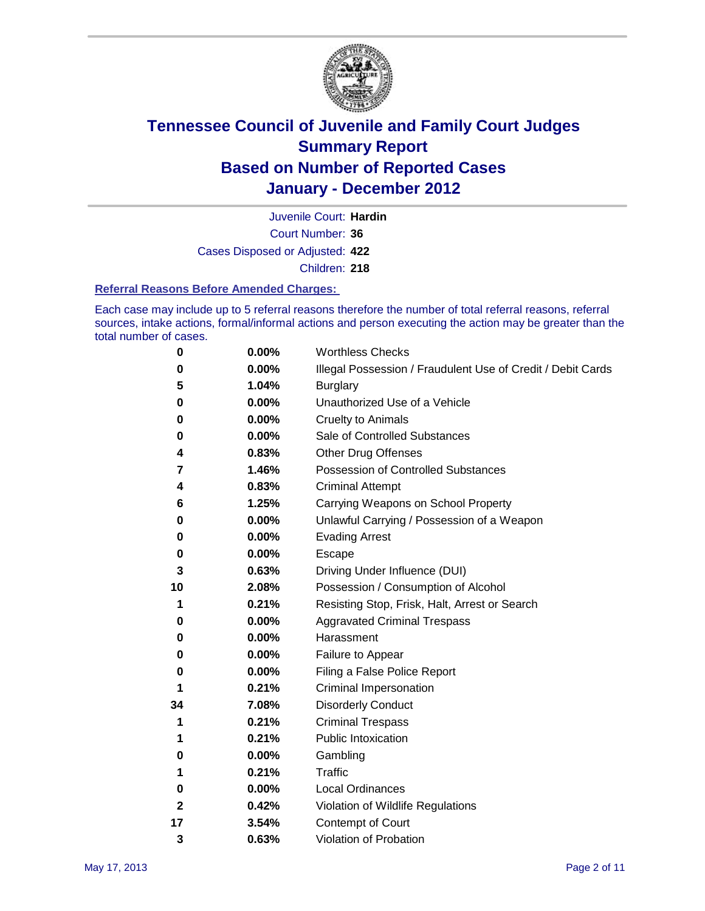# Tennessee Council of Juvenile and Family Court Judges
## Summary Report
## Based on Number of Reported Cases
## January - December 2012

Juvenile Court: **Hardin**
Court Number: **36**
Cases Disposed or Adjusted: **422**
Children: **218**

### Referral Reasons Before Amended Charges:

Each case may include up to 5 referral reasons therefore the number of total referral reasons, referral sources, intake actions, formal/informal actions and person executing the action may be greater than the total number of cases.

| | | |
|---|---|---|
| 0 | 0.00% | Worthless Checks |
| 0 | 0.00% | Illegal Possession / Fraudulent Use of Credit / Debit Cards |
| 5 | 1.04% | Burglary |
| 0 | 0.00% | Unauthorized Use of a Vehicle |
| 0 | 0.00% | Cruelty to Animals |
| 0 | 0.00% | Sale of Controlled Substances |
| 4 | 0.83% | Other Drug Offenses |
| 7 | 1.46% | Possession of Controlled Substances |
| 4 | 0.83% | Criminal Attempt |
| 6 | 1.25% | Carrying Weapons on School Property |
| 0 | 0.00% | Unlawful Carrying / Possession of a Weapon |
| 0 | 0.00% | Evading Arrest |
| 0 | 0.00% | Escape |
| 3 | 0.63% | Driving Under Influence (DUI) |
| 10 | 2.08% | Possession / Consumption of Alcohol |
| 1 | 0.21% | Resisting Stop, Frisk, Halt, Arrest or Search |
| 0 | 0.00% | Aggravated Criminal Trespass |
| 0 | 0.00% | Harassment |
| 0 | 0.00% | Failure to Appear |
| 0 | 0.00% | Filing a False Police Report |
| 1 | 0.21% | Criminal Impersonation |
| 34 | 7.08% | Disorderly Conduct |
| 1 | 0.21% | Criminal Trespass |
| 1 | 0.21% | Public Intoxication |
| 0 | 0.00% | Gambling |
| 1 | 0.21% | Traffic |
| 0 | 0.00% | Local Ordinances |
| 2 | 0.42% | Violation of Wildlife Regulations |
| 17 | 3.54% | Contempt of Court |
| 3 | 0.63% | Violation of Probation |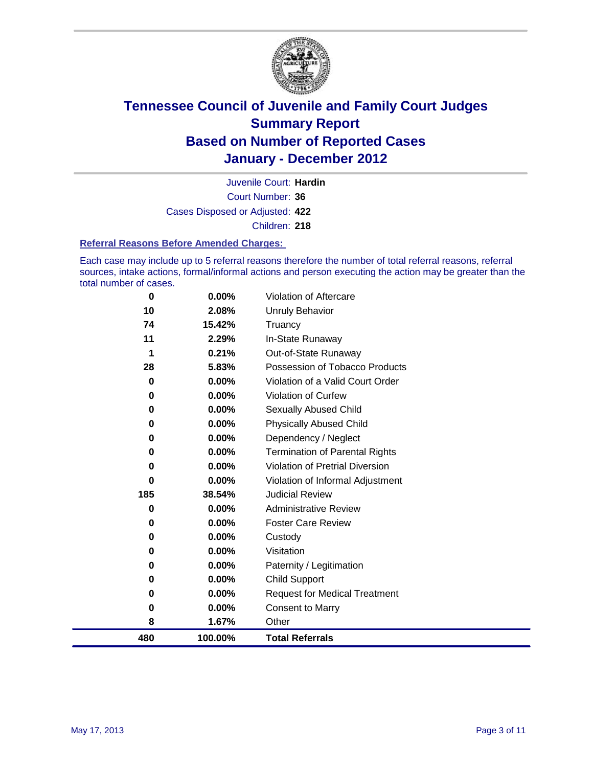# Tennessee Council of Juvenile and Family Court Judges
# Summary Report
# Based on Number of Reported Cases
# January - December 2012

Juvenile Court: **Hardin**

Court Number: **36**

Cases Disposed or Adjusted: **422**

Children: **218**

### Referral Reasons Before Amended Charges:

Each case may include up to 5 referral reasons therefore the number of total referral reasons, referral sources, intake actions, formal/informal actions and person executing the action may be greater than the total number of cases.

| Count | Percent | Referral Reason |
|---|---|---|
| 0 | 0.00% | Violation of Aftercare |
| 10 | 2.08% | Unruly Behavior |
| 74 | 15.42% | Truancy |
| 11 | 2.29% | In-State Runaway |
| 1 | 0.21% | Out-of-State Runaway |
| 28 | 5.83% | Possession of Tobacco Products |
| 0 | 0.00% | Violation of a Valid Court Order |
| 0 | 0.00% | Violation of Curfew |
| 0 | 0.00% | Sexually Abused Child |
| 0 | 0.00% | Physically Abused Child |
| 0 | 0.00% | Dependency / Neglect |
| 0 | 0.00% | Termination of Parental Rights |
| 0 | 0.00% | Violation of Pretrial Diversion |
| 0 | 0.00% | Violation of Informal Adjustment |
| 185 | 38.54% | Judicial Review |
| 0 | 0.00% | Administrative Review |
| 0 | 0.00% | Foster Care Review |
| 0 | 0.00% | Custody |
| 0 | 0.00% | Visitation |
| 0 | 0.00% | Paternity / Legitimation |
| 0 | 0.00% | Child Support |
| 0 | 0.00% | Request for Medical Treatment |
| 0 | 0.00% | Consent to Marry |
| 8 | 1.67% | Other |
| **480** | **100.00%** | **Total Referrals** |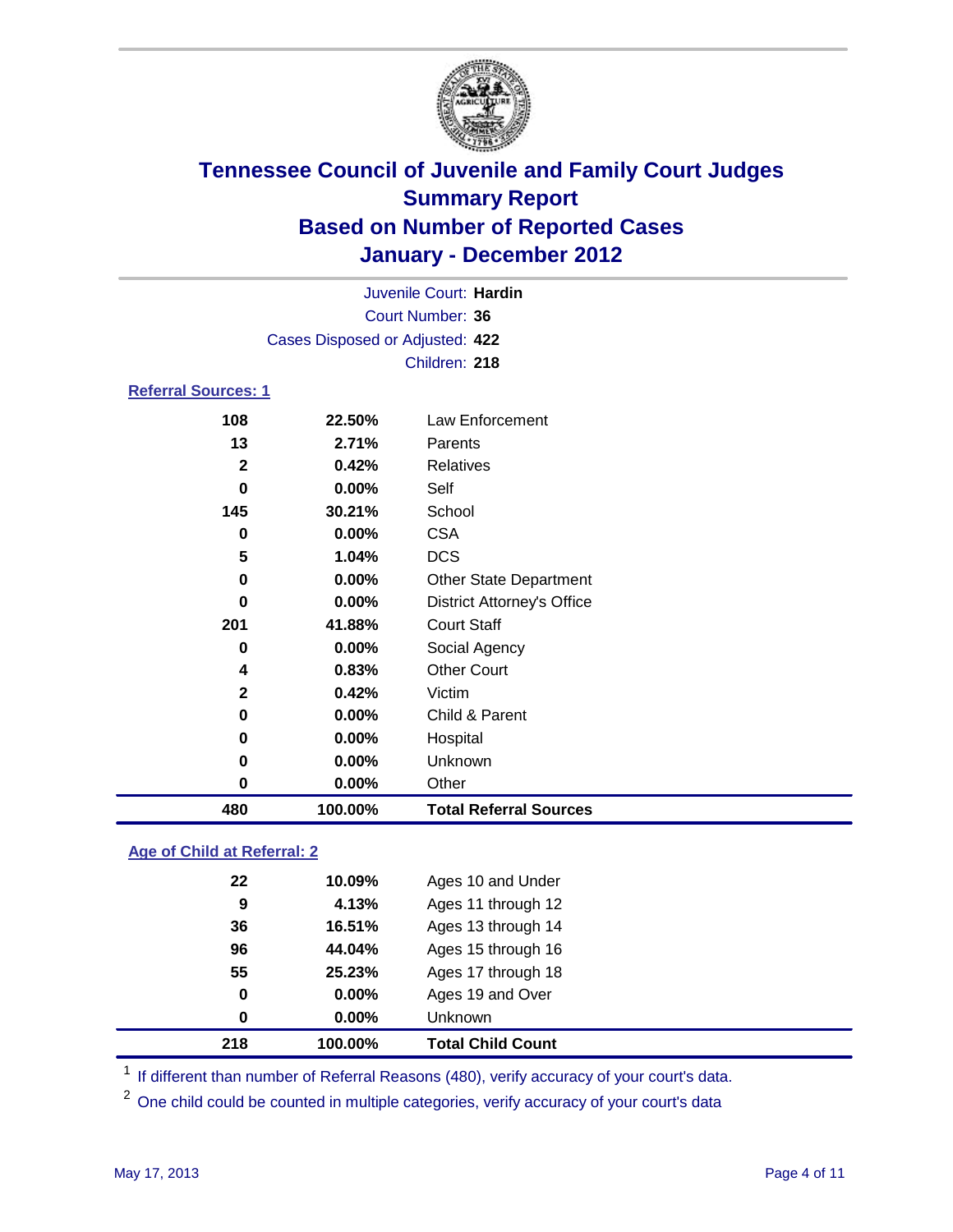# Tennessee Council of Juvenile and Family Court Judges
## Summary Report
## Based on Number of Reported Cases
## January - December 2012

Juvenile Court: **Hardin**
Court Number: **36**
Cases Disposed or Adjusted: **422**
Children: **218**

### Referral Sources: 1

| | | |
|---|---|---|
| 108 | 22.50% | Law Enforcement |
| 13 | 2.71% | Parents |
| 2 | 0.42% | Relatives |
| 0 | 0.00% | Self |
| 145 | 30.21% | School |
| 0 | 0.00% | CSA |
| 5 | 1.04% | DCS |
| 0 | 0.00% | Other State Department |
| 0 | 0.00% | District Attorney's Office |
| 201 | 41.88% | Court Staff |
| 0 | 0.00% | Social Agency |
| 4 | 0.83% | Other Court |
| 2 | 0.42% | Victim |
| 0 | 0.00% | Child & Parent |
| 0 | 0.00% | Hospital |
| 0 | 0.00% | Unknown |
| 0 | 0.00% | Other |
| **480** | **100.00%** | **Total Referral Sources** |

### Age of Child at Referral: 2

| | | |
|---|---|---|
| 22 | 10.09% | Ages 10 and Under |
| 9 | 4.13% | Ages 11 through 12 |
| 36 | 16.51% | Ages 13 through 14 |
| 96 | 44.04% | Ages 15 through 16 |
| 55 | 25.23% | Ages 17 through 18 |
| 0 | 0.00% | Ages 19 and Over |
| 0 | 0.00% | Unknown |
| **218** | **100.00%** | **Total Child Count** |

[1] If different than number of Referral Reasons (480), verify accuracy of your court's data.

[2] One child could be counted in multiple categories, verify accuracy of your court's data

May 17, 2013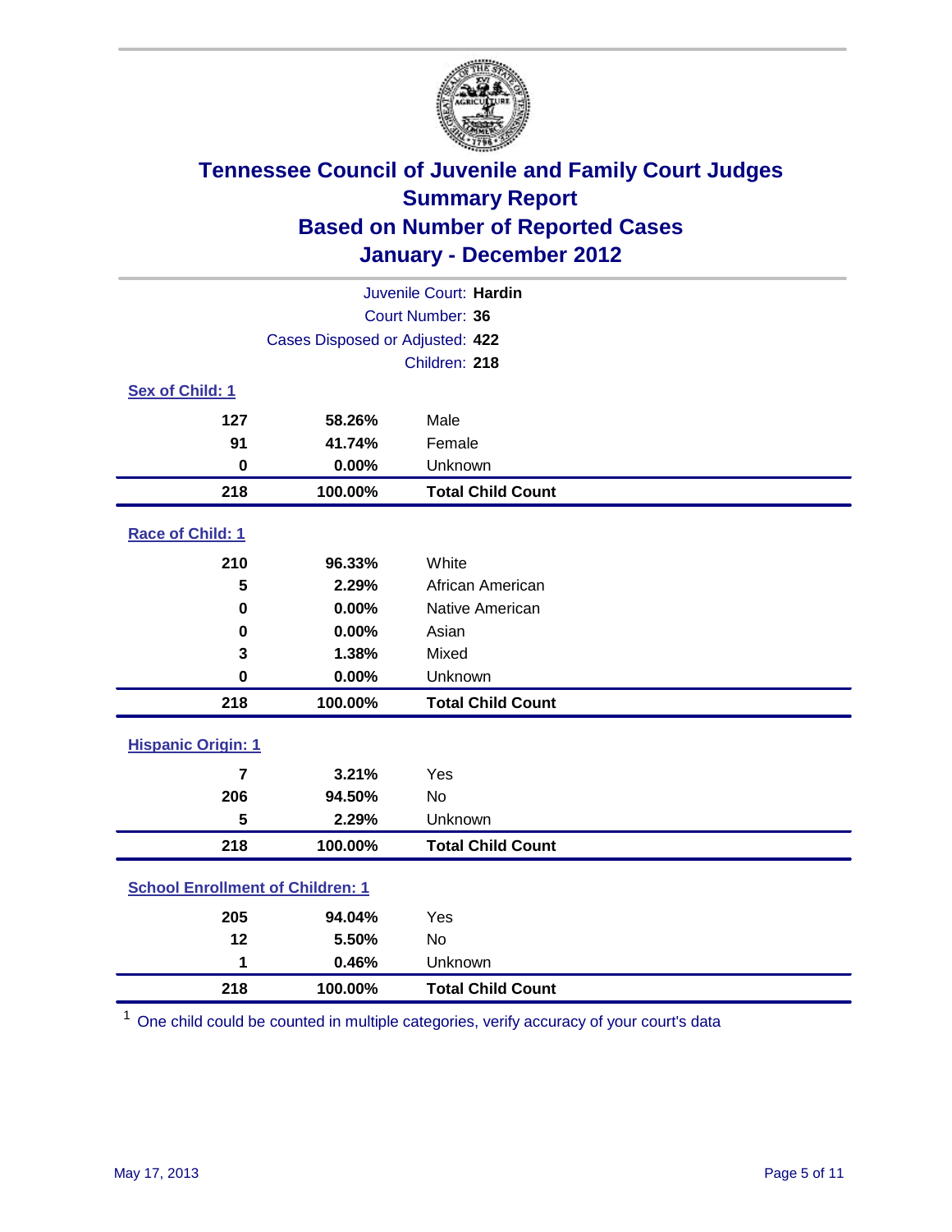# Tennessee Council of Juvenile and Family Court Judges
## Summary Report
## Based on Number of Reported Cases
## January - December 2012

Juvenile Court: **Hardin**
Court Number: **36**
Cases Disposed or Adjusted: **422**
Children: **218**

### Sex of Child: 1

| | | |
|---|---|---|
| 127 | 58.26% | Male |
| 91 | 41.74% | Female |
| 0 | 0.00% | Unknown |
| **218** | **100.00%** | **Total Child Count** |

### Race of Child: 1

| | | |
|---|---|---|
| 210 | 96.33% | White |
| 5 | 2.29% | African American |
| 0 | 0.00% | Native American |
| 0 | 0.00% | Asian |
| 3 | 1.38% | Mixed |
| 0 | 0.00% | Unknown |
| **218** | **100.00%** | **Total Child Count** |

### Hispanic Origin: 1

| | | |
|---|---|---|
| 7 | 3.21% | Yes |
| 206 | 94.50% | No |
| 5 | 2.29% | Unknown |
| **218** | **100.00%** | **Total Child Count** |

### School Enrollment of Children: 1

| | | |
|---|---|---|
| 205 | 94.04% | Yes |
| 12 | 5.50% | No |
| 1 | 0.46% | Unknown |
| **218** | **100.00%** | **Total Child Count** |

[1] One child could be counted in multiple categories, verify accuracy of your court's data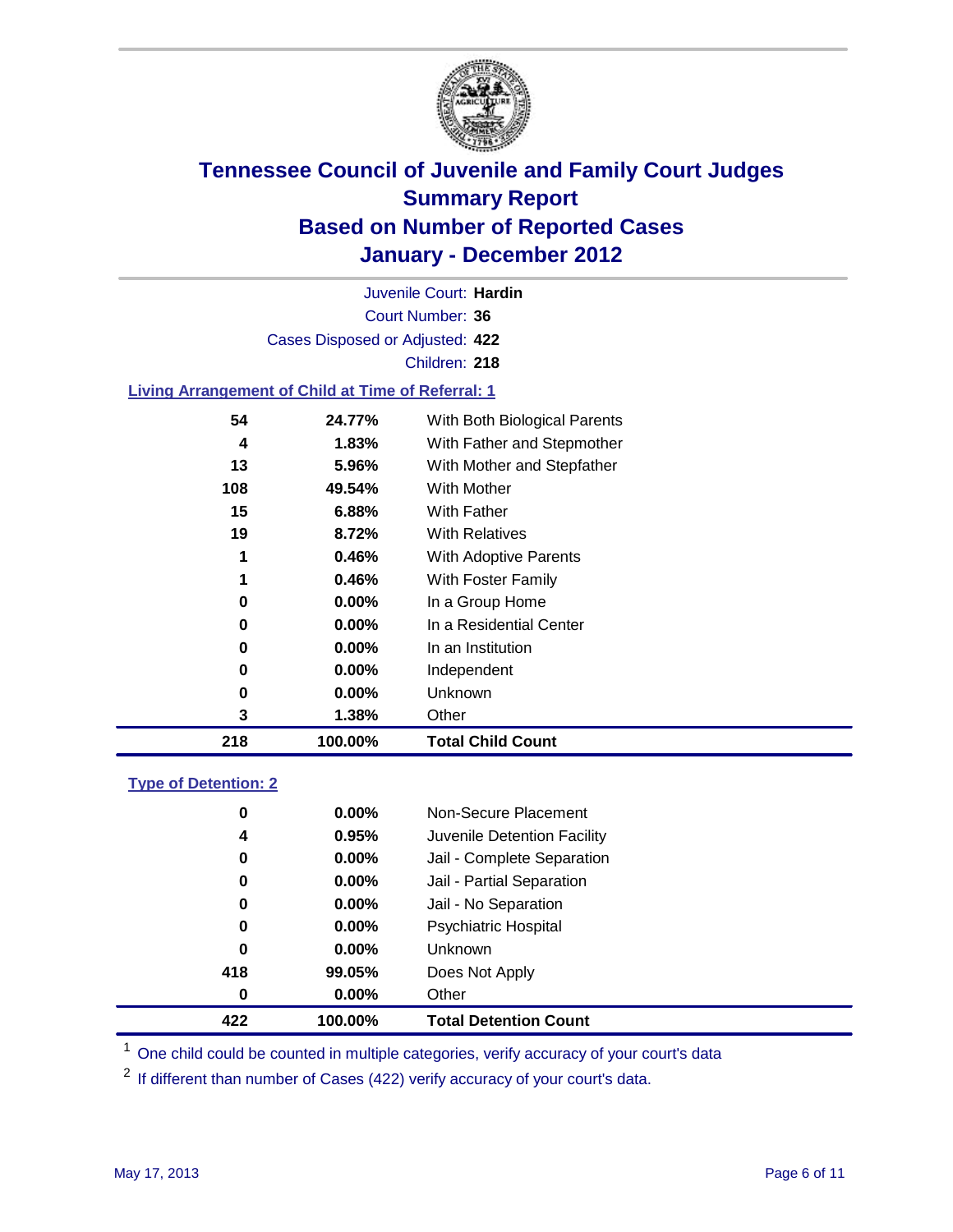# Tennessee Council of Juvenile and Family Court Judges
## Summary Report
## Based on Number of Reported Cases
## January - December 2012

Juvenile Court: **Hardin**

Court Number: **36**

Cases Disposed or Adjusted: **422**

Children: **218**

### Living Arrangement of Child at Time of Referral: 1

| Count | Percent | Category |
|---|---|---|
| 54 | 24.77% | With Both Biological Parents |
| 4 | 1.83% | With Father and Stepmother |
| 13 | 5.96% | With Mother and Stepfather |
| 108 | 49.54% | With Mother |
| 15 | 6.88% | With Father |
| 19 | 8.72% | With Relatives |
| 1 | 0.46% | With Adoptive Parents |
| 1 | 0.46% | With Foster Family |
| 0 | 0.00% | In a Group Home |
| 0 | 0.00% | In a Residential Center |
| 0 | 0.00% | In an Institution |
| 0 | 0.00% | Independent |
| 0 | 0.00% | Unknown |
| 3 | 1.38% | Other |
| **218** | **100.00%** | **Total Child Count** |

### Type of Detention: 2

| Count | Percent | Category |
|---|---|---|
| 0 | 0.00% | Non-Secure Placement |
| 4 | 0.95% | Juvenile Detention Facility |
| 0 | 0.00% | Jail - Complete Separation |
| 0 | 0.00% | Jail - Partial Separation |
| 0 | 0.00% | Jail - No Separation |
| 0 | 0.00% | Psychiatric Hospital |
| 0 | 0.00% | Unknown |
| 418 | 99.05% | Does Not Apply |
| 0 | 0.00% | Other |
| **422** | **100.00%** | **Total Detention Count** |

[1] One child could be counted in multiple categories, verify accuracy of your court's data

[2] If different than number of Cases (422) verify accuracy of your court's data.

May 17, 2013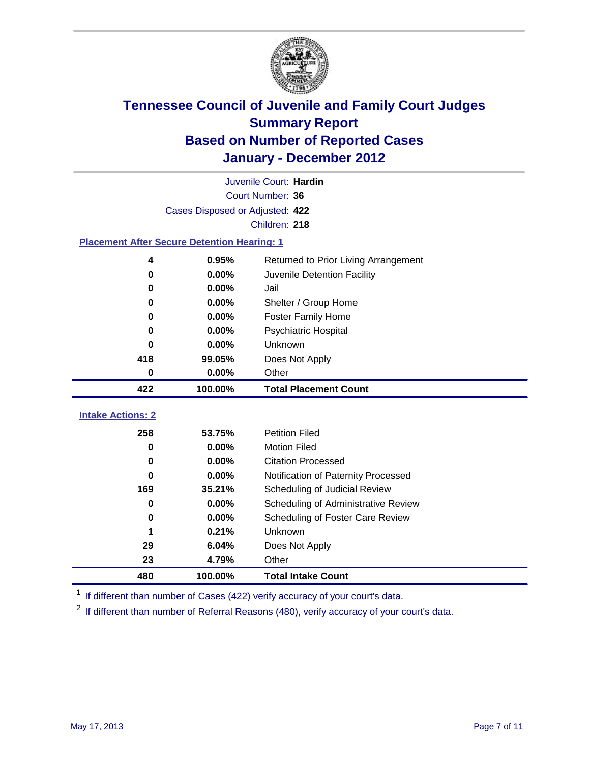# Tennessee Council of Juvenile and Family Court Judges
## Summary Report
## Based on Number of Reported Cases
## January - December 2012

Juvenile Court: **Hardin**

Court Number: **36**

Cases Disposed or Adjusted: **422**

Children: **218**

### Placement After Secure Detention Hearing: 1

| Count | Percent | Placement |
|---|---|---|
| 4 | 0.95% | Returned to Prior Living Arrangement |
| 0 | 0.00% | Juvenile Detention Facility |
| 0 | 0.00% | Jail |
| 0 | 0.00% | Shelter / Group Home |
| 0 | 0.00% | Foster Family Home |
| 0 | 0.00% | Psychiatric Hospital |
| 0 | 0.00% | Unknown |
| 418 | 99.05% | Does Not Apply |
| 0 | 0.00% | Other |
| **422** | **100.00%** | **Total Placement Count** |

### Intake Actions: 2

| Count | Percent | Intake Action |
|---|---|---|
| 258 | 53.75% | Petition Filed |
| 0 | 0.00% | Motion Filed |
| 0 | 0.00% | Citation Processed |
| 0 | 0.00% | Notification of Paternity Processed |
| 169 | 35.21% | Scheduling of Judicial Review |
| 0 | 0.00% | Scheduling of Administrative Review |
| 0 | 0.00% | Scheduling of Foster Care Review |
| 1 | 0.21% | Unknown |
| 29 | 6.04% | Does Not Apply |
| 23 | 4.79% | Other |
| **480** | **100.00%** | **Total Intake Count** |

[1] If different than number of Cases (422) verify accuracy of your court's data.

[2] If different than number of Referral Reasons (480), verify accuracy of your court's data.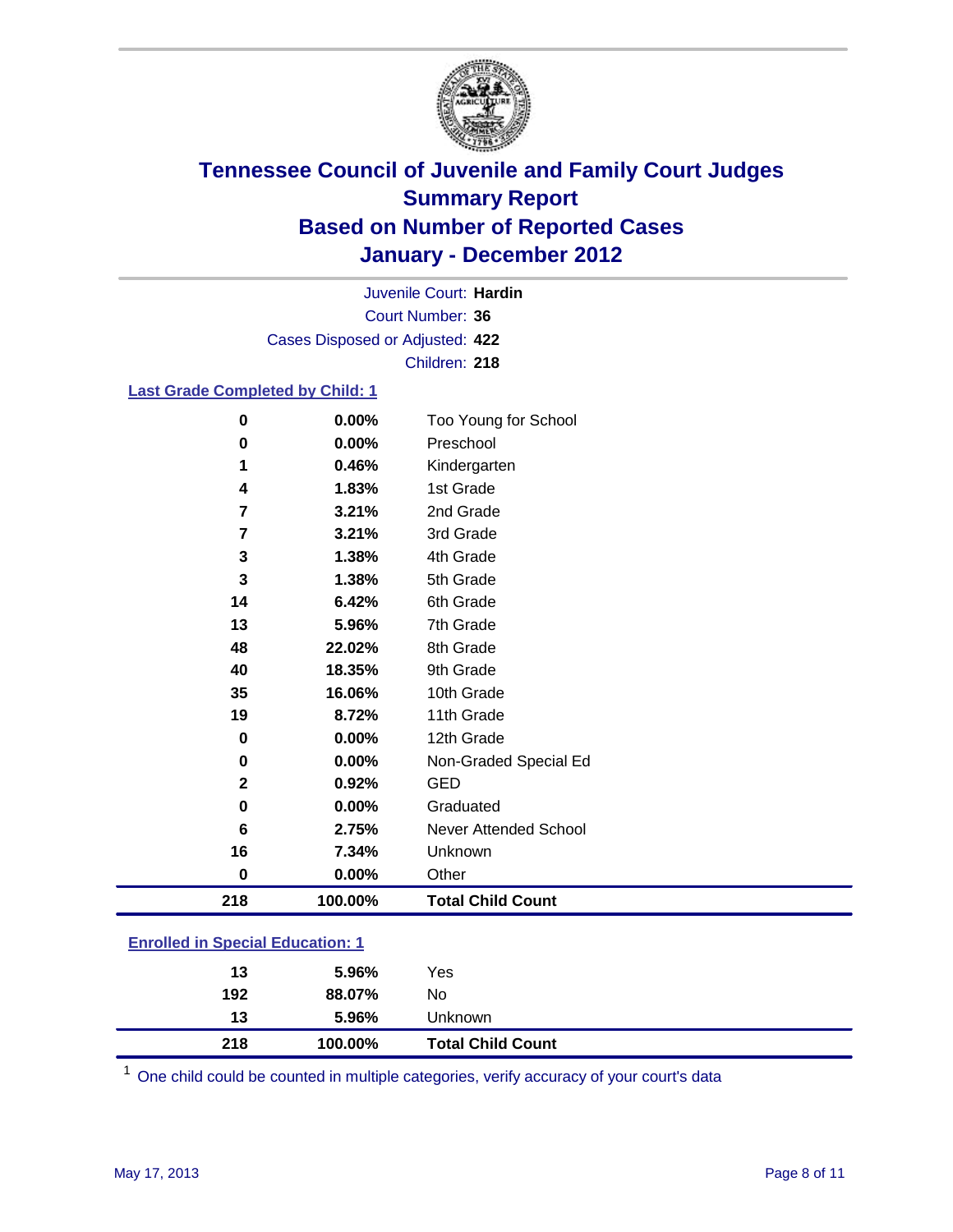# Tennessee Council of Juvenile and Family Court Judges
## Summary Report
## Based on Number of Reported Cases
## January - December 2012

Juvenile Court: **Hardin**
Court Number: **36**
Cases Disposed or Adjusted: **422**
Children: **218**

### Last Grade Completed by Child: 1

| | | |
|---|---|---|
| 0 | 0.00% | Too Young for School |
| 0 | 0.00% | Preschool |
| 1 | 0.46% | Kindergarten |
| 4 | 1.83% | 1st Grade |
| 7 | 3.21% | 2nd Grade |
| 7 | 3.21% | 3rd Grade |
| 3 | 1.38% | 4th Grade |
| 3 | 1.38% | 5th Grade |
| 14 | 6.42% | 6th Grade |
| 13 | 5.96% | 7th Grade |
| 48 | 22.02% | 8th Grade |
| 40 | 18.35% | 9th Grade |
| 35 | 16.06% | 10th Grade |
| 19 | 8.72% | 11th Grade |
| 0 | 0.00% | 12th Grade |
| 0 | 0.00% | Non-Graded Special Ed |
| 2 | 0.92% | GED |
| 0 | 0.00% | Graduated |
| 6 | 2.75% | Never Attended School |
| 16 | 7.34% | Unknown |
| 0 | 0.00% | Other |
| **218** | **100.00%** | **Total Child Count** |

### Enrolled in Special Education: 1

| | | |
|---|---|---|
| 13 | 5.96% | Yes |
| 192 | 88.07% | No |
| 13 | 5.96% | Unknown |
| **218** | **100.00%** | **Total Child Count** |

[1] One child could be counted in multiple categories, verify accuracy of your court's data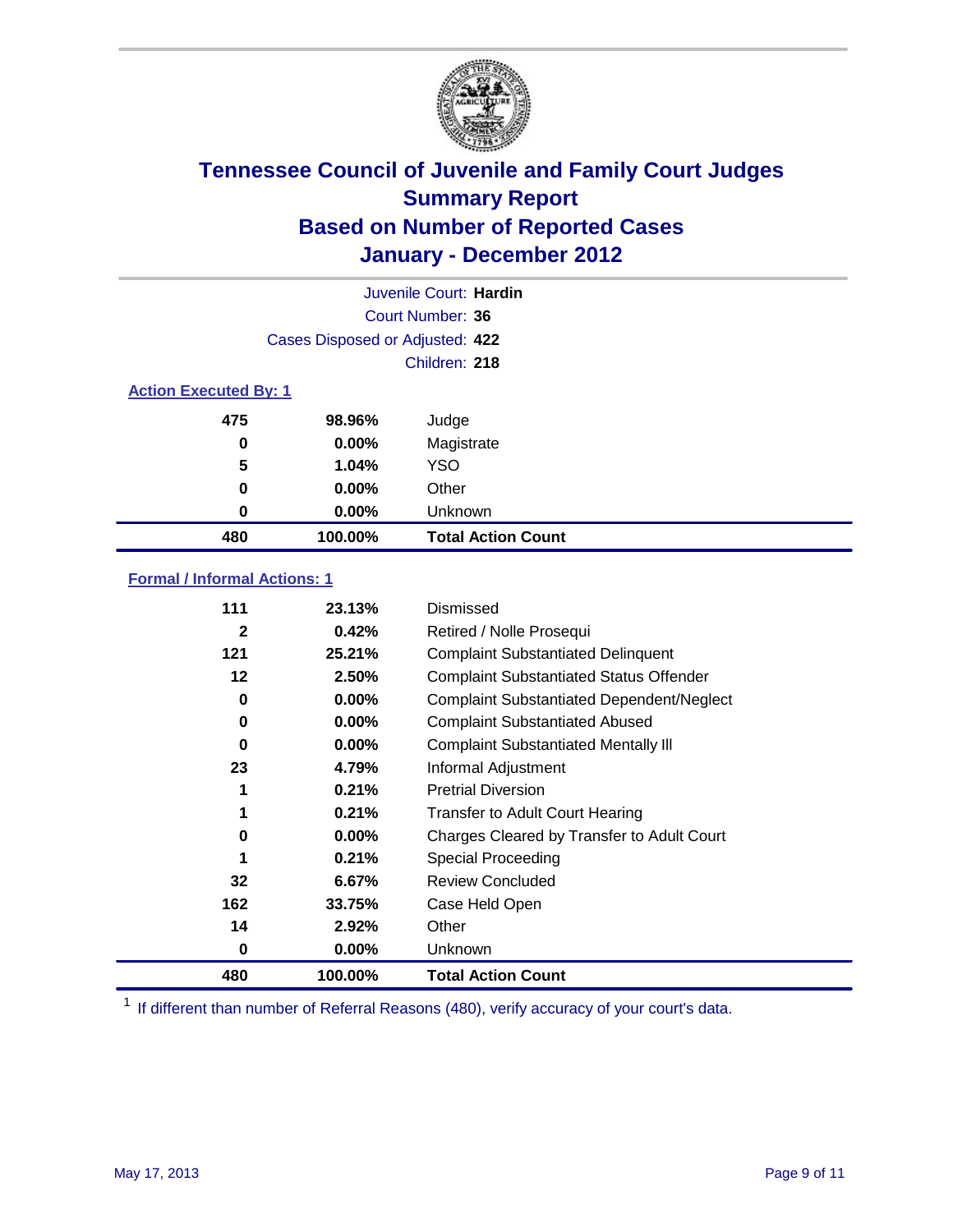# Tennessee Council of Juvenile and Family Court Judges
## Summary Report
## Based on Number of Reported Cases
## January - December 2012

Juvenile Court: **Hardin**

Court Number: **36**

Cases Disposed or Adjusted: **422**

Children: **218**

### Action Executed By: 1

| | | |
|---|---|---|
| 475 | 98.96% | Judge |
| 0 | 0.00% | Magistrate |
| 5 | 1.04% | YSO |
| 0 | 0.00% | Other |
| 0 | 0.00% | Unknown |
| **480** | **100.00%** | **Total Action Count** |

### Formal / Informal Actions: 1

| | | |
|---|---|---|
| 111 | 23.13% | Dismissed |
| 2 | 0.42% | Retired / Nolle Prosequi |
| 121 | 25.21% | Complaint Substantiated Delinquent |
| 12 | 2.50% | Complaint Substantiated Status Offender |
| 0 | 0.00% | Complaint Substantiated Dependent/Neglect |
| 0 | 0.00% | Complaint Substantiated Abused |
| 0 | 0.00% | Complaint Substantiated Mentally Ill |
| 23 | 4.79% | Informal Adjustment |
| 1 | 0.21% | Pretrial Diversion |
| 1 | 0.21% | Transfer to Adult Court Hearing |
| 0 | 0.00% | Charges Cleared by Transfer to Adult Court |
| 1 | 0.21% | Special Proceeding |
| 32 | 6.67% | Review Concluded |
| 162 | 33.75% | Case Held Open |
| 14 | 2.92% | Other |
| 0 | 0.00% | Unknown |
| **480** | **100.00%** | **Total Action Count** |

[1] If different than number of Referral Reasons (480), verify accuracy of your court's data.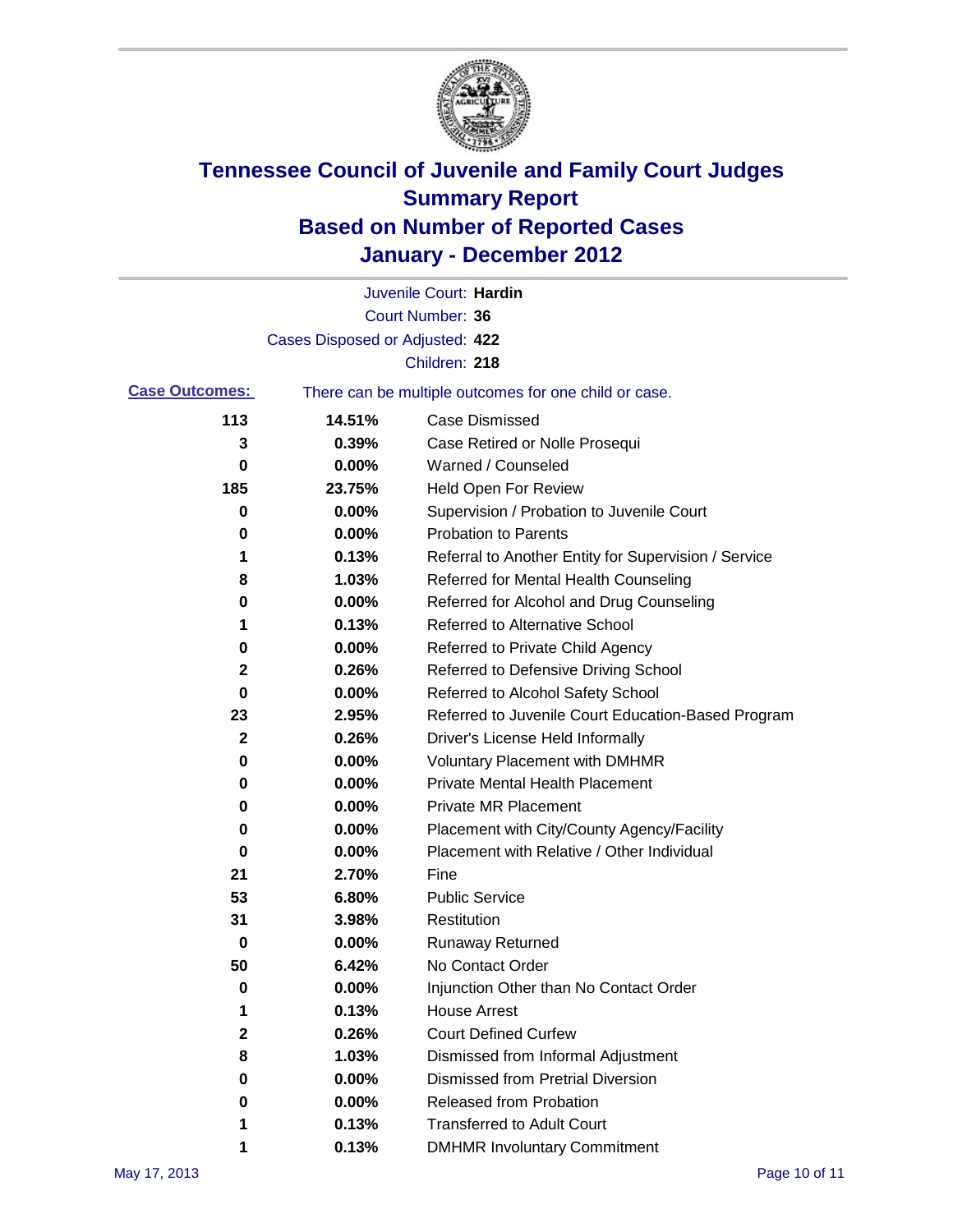# Tennessee Council of Juvenile and Family Court Judges
## Summary Report
## Based on Number of Reported Cases
## January - December 2012

Juvenile Court: **Hardin**

Court Number: **36**

Cases Disposed or Adjusted: **422**

Children: **218**

**Case Outcomes:** There can be multiple outcomes for one child or case.

| Count | Percent | Outcome |
|---|---|---|
| **113** | **14.51%** | Case Dismissed |
| **3** | **0.39%** | Case Retired or Nolle Prosequi |
| **0** | **0.00%** | Warned / Counseled |
| **185** | **23.75%** | Held Open For Review |
| **0** | **0.00%** | Supervision / Probation to Juvenile Court |
| **0** | **0.00%** | Probation to Parents |
| **1** | **0.13%** | Referral to Another Entity for Supervision / Service |
| **8** | **1.03%** | Referred for Mental Health Counseling |
| **0** | **0.00%** | Referred for Alcohol and Drug Counseling |
| **1** | **0.13%** | Referred to Alternative School |
| **0** | **0.00%** | Referred to Private Child Agency |
| **2** | **0.26%** | Referred to Defensive Driving School |
| **0** | **0.00%** | Referred to Alcohol Safety School |
| **23** | **2.95%** | Referred to Juvenile Court Education-Based Program |
| **2** | **0.26%** | Driver's License Held Informally |
| **0** | **0.00%** | Voluntary Placement with DMHMR |
| **0** | **0.00%** | Private Mental Health Placement |
| **0** | **0.00%** | Private MR Placement |
| **0** | **0.00%** | Placement with City/County Agency/Facility |
| **0** | **0.00%** | Placement with Relative / Other Individual |
| **21** | **2.70%** | Fine |
| **53** | **6.80%** | Public Service |
| **31** | **3.98%** | Restitution |
| **0** | **0.00%** | Runaway Returned |
| **50** | **6.42%** | No Contact Order |
| **0** | **0.00%** | Injunction Other than No Contact Order |
| **1** | **0.13%** | House Arrest |
| **2** | **0.26%** | Court Defined Curfew |
| **8** | **1.03%** | Dismissed from Informal Adjustment |
| **0** | **0.00%** | Dismissed from Pretrial Diversion |
| **0** | **0.00%** | Released from Probation |
| **1** | **0.13%** | Transferred to Adult Court |
| **1** | **0.13%** | DMHMR Involuntary Commitment |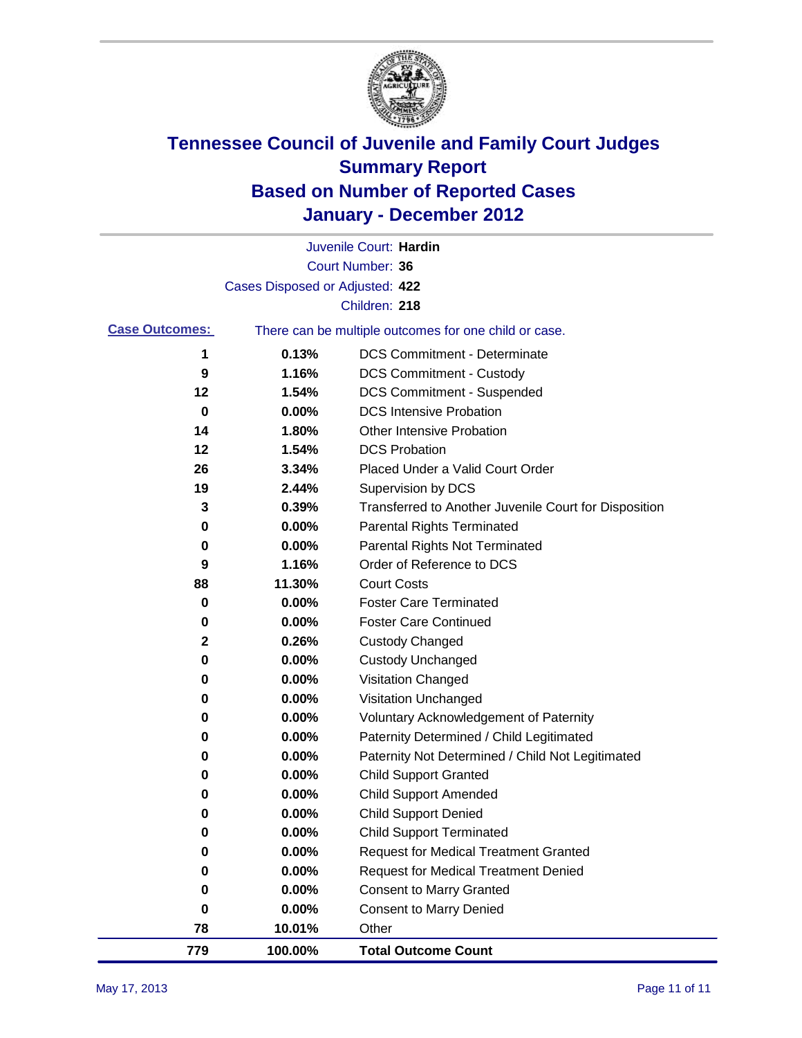# Tennessee Council of Juvenile and Family Court Judges
## Summary Report
## Based on Number of Reported Cases
## January - December 2012

Juvenile Court: **Hardin**

Court Number: **36**

Cases Disposed or Adjusted: **422**

Children: **218**

**Case Outcomes:** There can be multiple outcomes for one child or case.

| | | |
|---|---|---|
| 1 | 0.13% | DCS Commitment - Determinate |
| 9 | 1.16% | DCS Commitment - Custody |
| 12 | 1.54% | DCS Commitment - Suspended |
| 0 | 0.00% | DCS Intensive Probation |
| 14 | 1.80% | Other Intensive Probation |
| 12 | 1.54% | DCS Probation |
| 26 | 3.34% | Placed Under a Valid Court Order |
| 19 | 2.44% | Supervision by DCS |
| 3 | 0.39% | Transferred to Another Juvenile Court for Disposition |
| 0 | 0.00% | Parental Rights Terminated |
| 0 | 0.00% | Parental Rights Not Terminated |
| 9 | 1.16% | Order of Reference to DCS |
| 88 | 11.30% | Court Costs |
| 0 | 0.00% | Foster Care Terminated |
| 0 | 0.00% | Foster Care Continued |
| 2 | 0.26% | Custody Changed |
| 0 | 0.00% | Custody Unchanged |
| 0 | 0.00% | Visitation Changed |
| 0 | 0.00% | Visitation Unchanged |
| 0 | 0.00% | Voluntary Acknowledgement of Paternity |
| 0 | 0.00% | Paternity Determined / Child Legitimated |
| 0 | 0.00% | Paternity Not Determined / Child Not Legitimated |
| 0 | 0.00% | Child Support Granted |
| 0 | 0.00% | Child Support Amended |
| 0 | 0.00% | Child Support Denied |
| 0 | 0.00% | Child Support Terminated |
| 0 | 0.00% | Request for Medical Treatment Granted |
| 0 | 0.00% | Request for Medical Treatment Denied |
| 0 | 0.00% | Consent to Marry Granted |
| 0 | 0.00% | Consent to Marry Denied |
| 78 | 10.01% | Other |
| **779** | **100.00%** | **Total Outcome Count** |

May 17, 2013